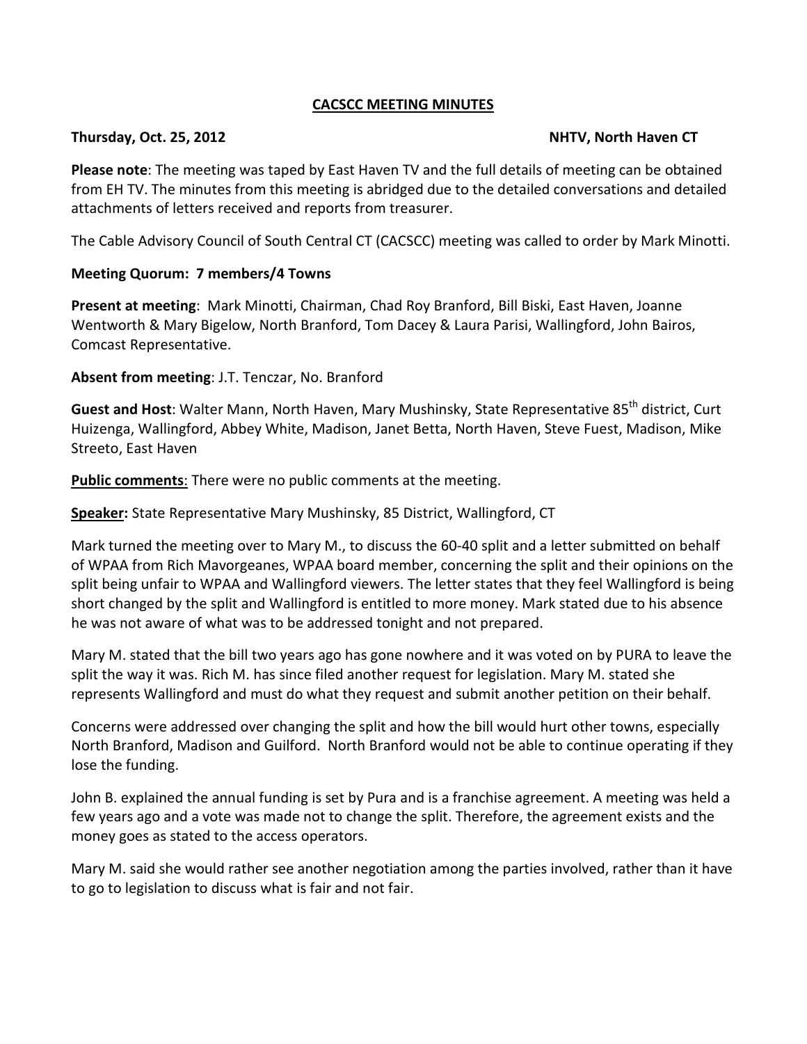**CACSCC MEETING MINUTES**

**Thursday, Oct. 25, 2012** **NHTV, North Haven CT**

**Please note**: The meeting was taped by East Haven TV and the full details of meeting can be obtained from EH TV. The minutes from this meeting is abridged due to the detailed conversations and detailed attachments of letters received and reports from treasurer.

The Cable Advisory Council of South Central CT (CACSCC) meeting was called to order by Mark Minotti.

**Meeting Quorum: 7 members/4 Towns**

**Present at meeting**: Mark Minotti, Chairman, Chad Roy Branford, Bill Biski, East Haven, Joanne Wentworth & Mary Bigelow, North Branford, Tom Dacey & Laura Parisi, Wallingford, John Bairos, Comcast Representative.

**Absent from meeting**: J.T. Tenczar, No. Branford

**Guest and Host**: Walter Mann, North Haven, Mary Mushinsky, State Representative 85th district, Curt Huizenga, Wallingford, Abbey White, Madison, Janet Betta, North Haven, Steve Fuest, Madison, Mike Streeto, East Haven

**Public comments**: There were no public comments at the meeting.

**Speaker:** State Representative Mary Mushinsky, 85 District, Wallingford, CT

Mark turned the meeting over to Mary M., to discuss the 60-40 split and a letter submitted on behalf of WPAA from Rich Mavorgeanes, WPAA board member, concerning the split and their opinions on the split being unfair to WPAA and Wallingford viewers. The letter states that they feel Wallingford is being short changed by the split and Wallingford is entitled to more money. Mark stated due to his absence he was not aware of what was to be addressed tonight and not prepared.

Mary M. stated that the bill two years ago has gone nowhere and it was voted on by PURA to leave the split the way it was. Rich M. has since filed another request for legislation. Mary M. stated she represents Wallingford and must do what they request and submit another petition on their behalf.

Concerns were addressed over changing the split and how the bill would hurt other towns, especially North Branford, Madison and Guilford. North Branford would not be able to continue operating if they lose the funding.

John B. explained the annual funding is set by Pura and is a franchise agreement. A meeting was held a few years ago and a vote was made not to change the split. Therefore, the agreement exists and the money goes as stated to the access operators.

Mary M. said she would rather see another negotiation among the parties involved, rather than it have to go to legislation to discuss what is fair and not fair.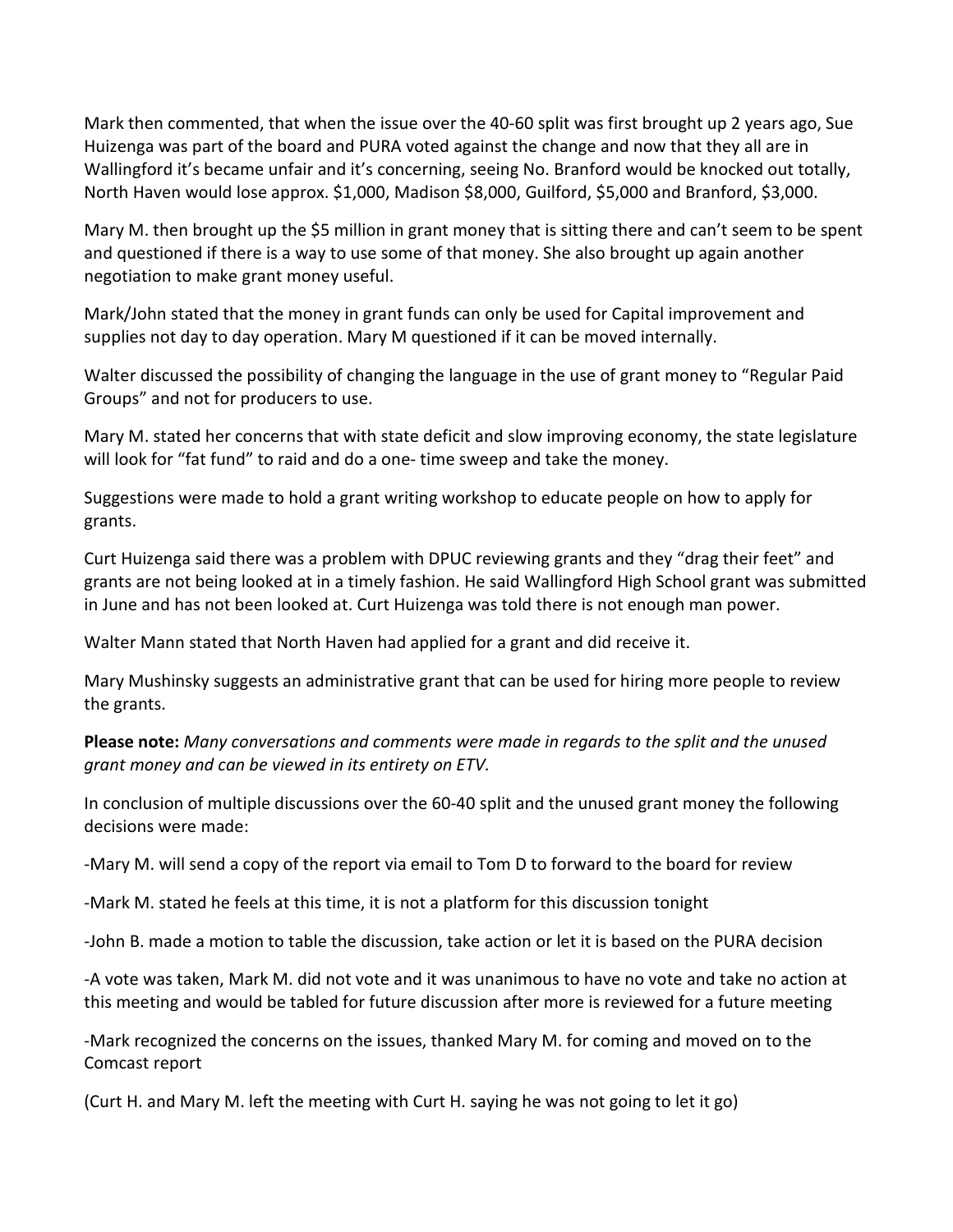Mark then commented, that when the issue over the 40-60 split was first brought up 2 years ago, Sue Huizenga was part of the board and PURA voted against the change and now that they all are in Wallingford it's became unfair and it's concerning, seeing No. Branford would be knocked out totally, North Haven would lose approx. $1,000, Madison $8,000, Guilford, $5,000 and Branford, $3,000.

Mary M. then brought up the $5 million in grant money that is sitting there and can't seem to be spent and questioned if there is a way to use some of that money. She also brought up again another negotiation to make grant money useful.

Mark/John stated that the money in grant funds can only be used for Capital improvement and supplies not day to day operation. Mary M questioned if it can be moved internally.

Walter discussed the possibility of changing the language in the use of grant money to "Regular Paid Groups" and not for producers to use.

Mary M. stated her concerns that with state deficit and slow improving economy, the state legislature will look for "fat fund" to raid and do a one- time sweep and take the money.

Suggestions were made to hold a grant writing workshop to educate people on how to apply for grants.

Curt Huizenga said there was a problem with DPUC reviewing grants and they "drag their feet" and grants are not being looked at in a timely fashion. He said Wallingford High School grant was submitted in June and has not been looked at. Curt Huizenga was told there is not enough man power.

Walter Mann stated that North Haven had applied for a grant and did receive it.

Mary Mushinsky suggests an administrative grant that can be used for hiring more people to review the grants.

**Please note:** *Many conversations and comments were made in regards to the split and the unused grant money and can be viewed in its entirety on ETV.*

In conclusion of multiple discussions over the 60-40 split and the unused grant money the following decisions were made:

-Mary M. will send a copy of the report via email to Tom D to forward to the board for review

-Mark M. stated he feels at this time, it is not a platform for this discussion tonight

-John B. made a motion to table the discussion, take action or let it is based on the PURA decision

-A vote was taken, Mark M. did not vote and it was unanimous to have no vote and take no action at this meeting and would be tabled for future discussion after more is reviewed for a future meeting

-Mark recognized the concerns on the issues, thanked Mary M. for coming and moved on to the Comcast report

(Curt H. and Mary M. left the meeting with Curt H. saying he was not going to let it go)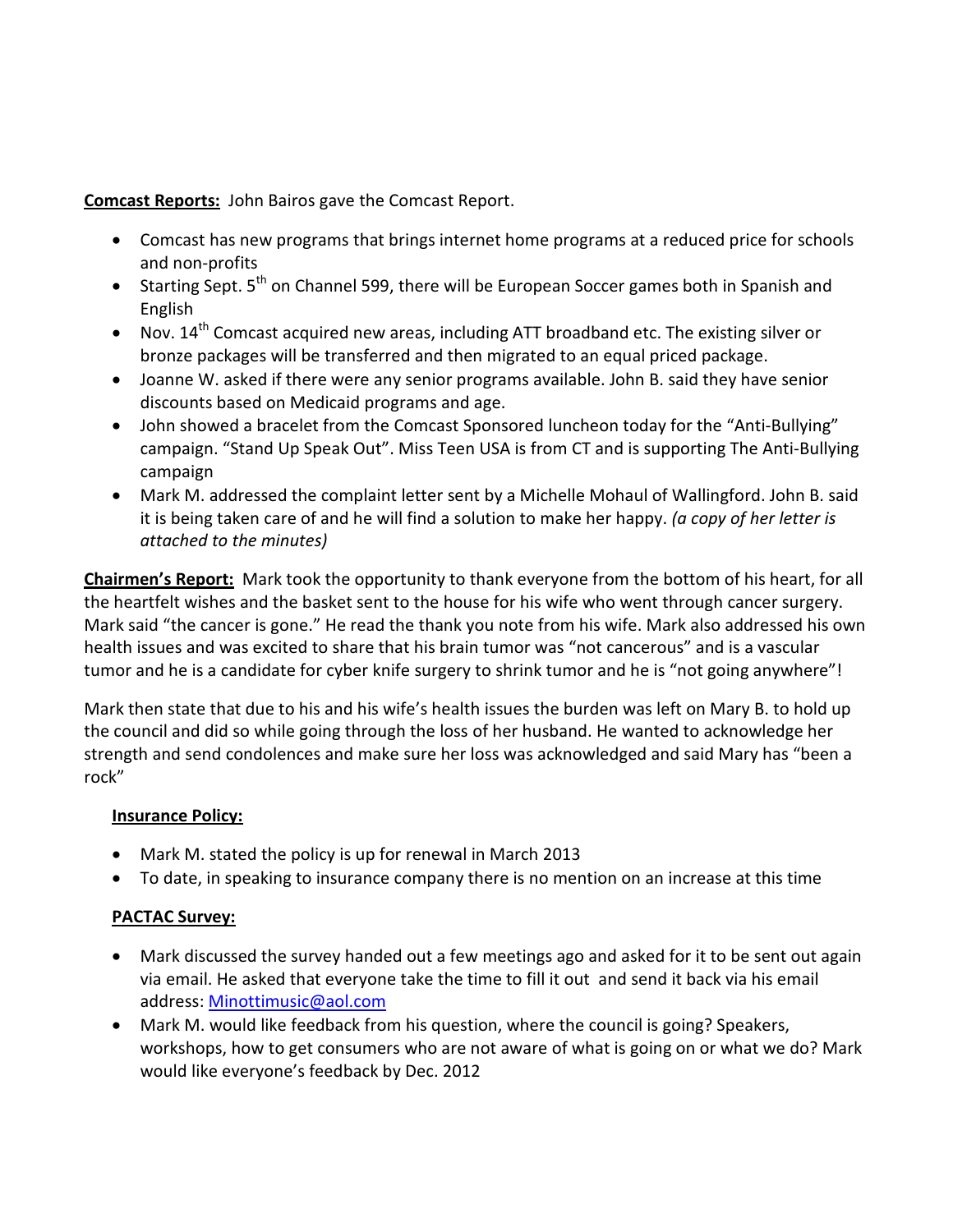**Comcast Reports:** John Bairos gave the Comcast Report.

- Comcast has new programs that brings internet home programs at a reduced price for schools and non-profits
- Starting Sept. 5th on Channel 599, there will be European Soccer games both in Spanish and English
- Nov. 14th Comcast acquired new areas, including ATT broadband etc. The existing silver or bronze packages will be transferred and then migrated to an equal priced package.
- Joanne W. asked if there were any senior programs available. John B. said they have senior discounts based on Medicaid programs and age.
- John showed a bracelet from the Comcast Sponsored luncheon today for the "Anti-Bullying" campaign. "Stand Up Speak Out". Miss Teen USA is from CT and is supporting The Anti-Bullying campaign
- Mark M. addressed the complaint letter sent by a Michelle Mohaul of Wallingford. John B. said it is being taken care of and he will find a solution to make her happy. *(a copy of her letter is attached to the minutes)*

**Chairmen's Report:** Mark took the opportunity to thank everyone from the bottom of his heart, for all the heartfelt wishes and the basket sent to the house for his wife who went through cancer surgery. Mark said "the cancer is gone." He read the thank you note from his wife. Mark also addressed his own health issues and was excited to share that his brain tumor was "not cancerous" and is a vascular tumor and he is a candidate for cyber knife surgery to shrink tumor and he is "not going anywhere"!

Mark then state that due to his and his wife's health issues the burden was left on Mary B. to hold up the council and did so while going through the loss of her husband. He wanted to acknowledge her strength and send condolences and make sure her loss was acknowledged and said Mary has "been a rock"

**Insurance Policy:**

- Mark M. stated the policy is up for renewal in March 2013
- To date, in speaking to insurance company there is no mention on an increase at this time

**PACTAC Survey:**

- Mark discussed the survey handed out a few meetings ago and asked for it to be sent out again via email. He asked that everyone take the time to fill it out and send it back via his email address: Minottimusic@aol.com
- Mark M. would like feedback from his question, where the council is going? Speakers, workshops, how to get consumers who are not aware of what is going on or what we do? Mark would like everyone's feedback by Dec. 2012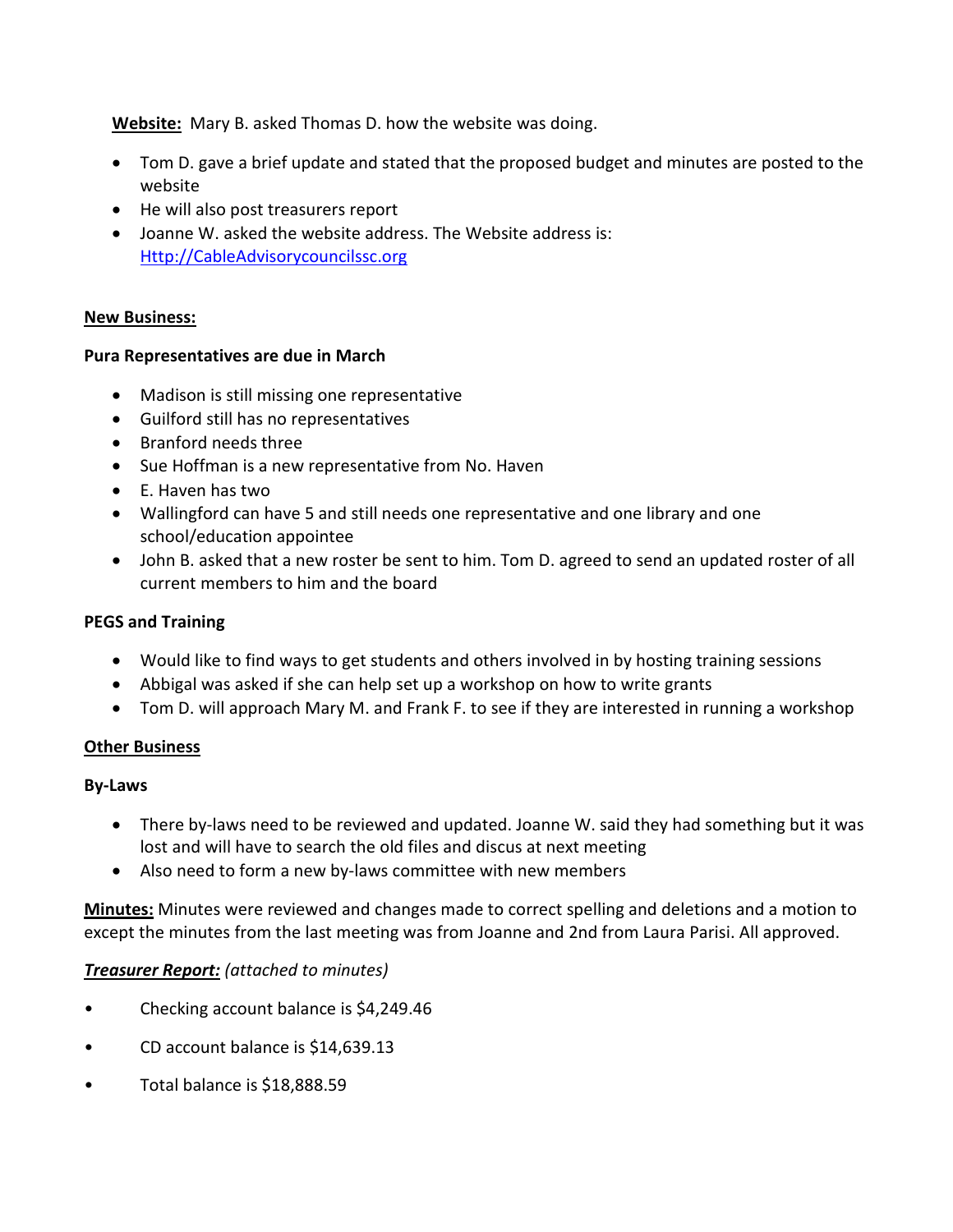**Website:** Mary B. asked Thomas D. how the website was doing.

- Tom D. gave a brief update and stated that the proposed budget and minutes are posted to the website
- He will also post treasurers report
- Joanne W. asked the website address. The Website address is: Http://CableAdvisorycouncilssc.org

**New Business:**

**Pura Representatives are due in March**

- Madison is still missing one representative
- Guilford still has no representatives
- Branford needs three
- Sue Hoffman is a new representative from No. Haven
- E. Haven has two
- Wallingford can have 5 and still needs one representative and one library and one school/education appointee
- John B. asked that a new roster be sent to him. Tom D. agreed to send an updated roster of all current members to him and the board

**PEGS and Training**

- Would like to find ways to get students and others involved in by hosting training sessions
- Abbigal was asked if she can help set up a workshop on how to write grants
- Tom D. will approach Mary M. and Frank F. to see if they are interested in running a workshop

**Other Business**

**By-Laws**

- There by-laws need to be reviewed and updated. Joanne W. said they had something but it was lost and will have to search the old files and discus at next meeting
- Also need to form a new by-laws committee with new members

**Minutes:** Minutes were reviewed and changes made to correct spelling and deletions and a motion to except the minutes from the last meeting was from Joanne and 2nd from Laura Parisi. All approved.

***Treasurer Report:*** *(attached to minutes)*

- Checking account balance is $4,249.46
- CD account balance is $14,639.13
- Total balance is $18,888.59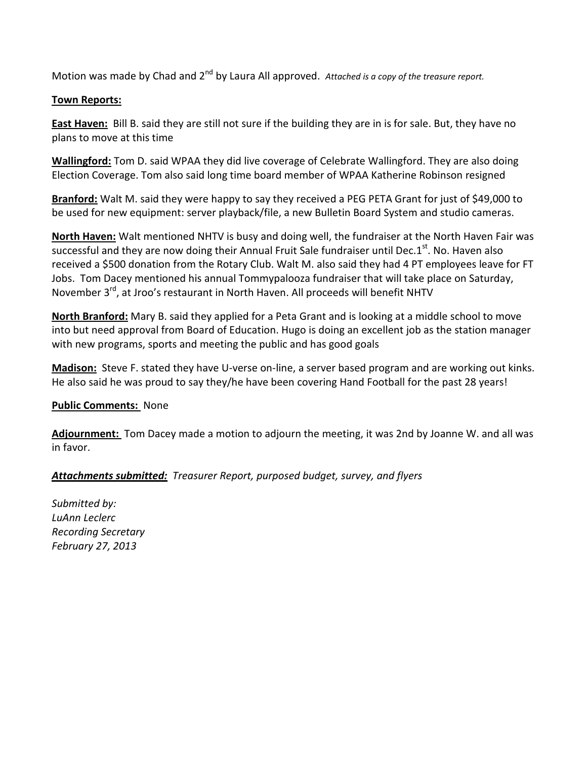Motion was made by Chad and 2nd by Laura All approved. *Attached is a copy of the treasure report.*

**Town Reports:**

**East Haven:** Bill B. said they are still not sure if the building they are in is for sale. But, they have no plans to move at this time

**Wallingford:** Tom D. said WPAA they did live coverage of Celebrate Wallingford. They are also doing Election Coverage. Tom also said long time board member of WPAA Katherine Robinson resigned

**Branford:** Walt M. said they were happy to say they received a PEG PETA Grant for just of $49,000 to be used for new equipment: server playback/file, a new Bulletin Board System and studio cameras.

**North Haven:** Walt mentioned NHTV is busy and doing well, the fundraiser at the North Haven Fair was successful and they are now doing their Annual Fruit Sale fundraiser until Dec.1st. No. Haven also received a $500 donation from the Rotary Club. Walt M. also said they had 4 PT employees leave for FT Jobs. Tom Dacey mentioned his annual Tommypalooza fundraiser that will take place on Saturday, November 3rd, at Jroo's restaurant in North Haven. All proceeds will benefit NHTV

**North Branford:** Mary B. said they applied for a Peta Grant and is looking at a middle school to move into but need approval from Board of Education. Hugo is doing an excellent job as the station manager with new programs, sports and meeting the public and has good goals

**Madison:** Steve F. stated they have U-verse on-line, a server based program and are working out kinks. He also said he was proud to say they/he have been covering Hand Football for the past 28 years!

**Public Comments:** None

**Adjournment:** Tom Dacey made a motion to adjourn the meeting, it was 2nd by Joanne W. and all was in favor.

***Attachments submitted:*** *Treasurer Report, purposed budget, survey, and flyers*

*Submitted by:*
*LuAnn Leclerc*
*Recording Secretary*
*February 27, 2013*